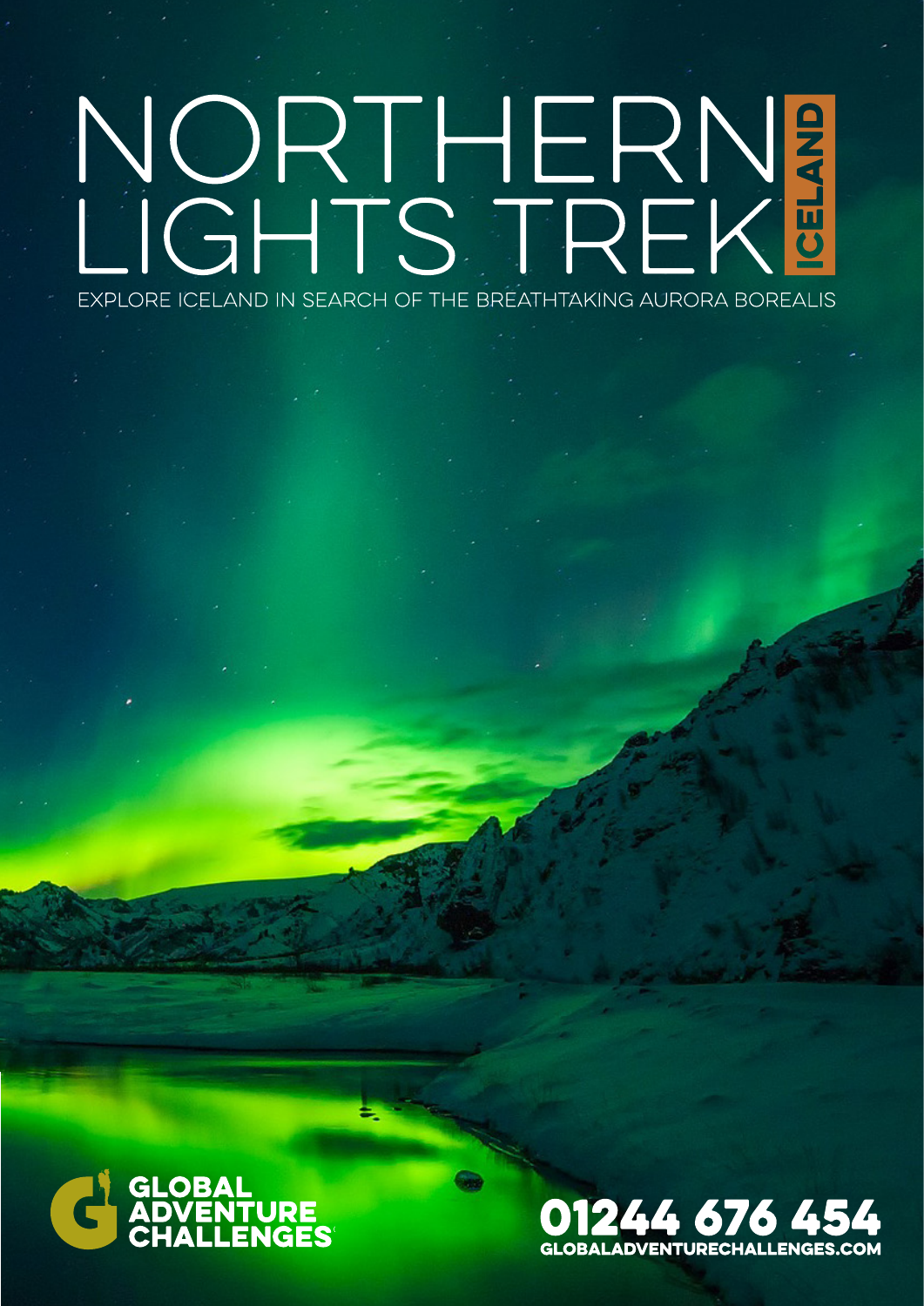# NORTHERN LIGHTS TREK

ICELAND

EXPLORE ICELAND IN SEARCH OF THE BREATHTAKING AURORA BOREALIS

GLOBAL ADVENTURE CHALLENGES

01244 676 454

GLOBALADVENTURECHALLENGES.COM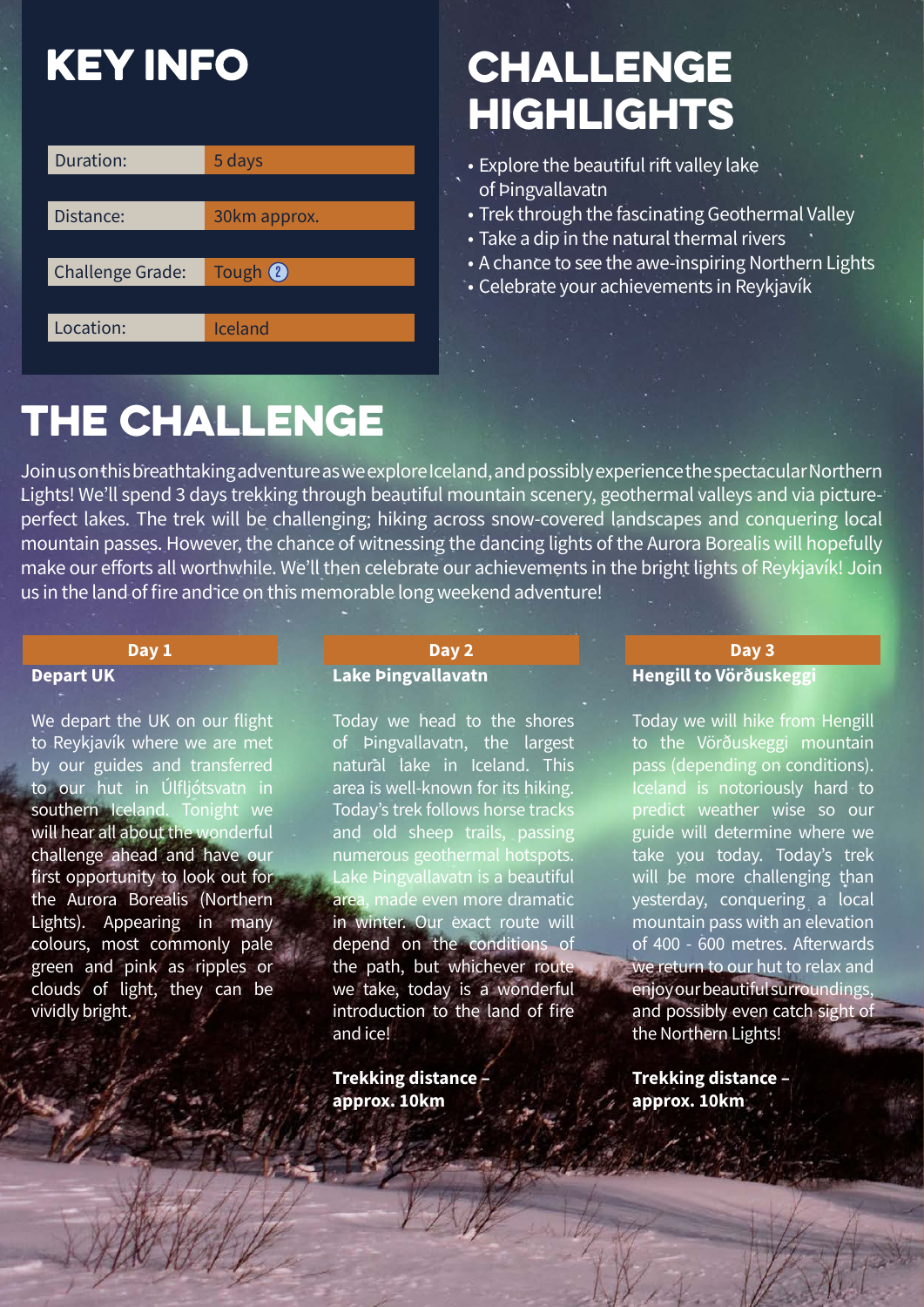# KEY INFO

| | |
|---|---|
| Duration: | 5 days |
| Distance: | 30km approx. |
| Challenge Grade: | Tough 2 |
| Location: | Iceland |

# CHALLENGE HIGHLIGHTS

- Explore the beautiful rift valley lake of Þingvallavatn
- Trek through the fascinating Geothermal Valley
- Take a dip in the natural thermal rivers
- A chance to see the awe-inspiring Northern Lights
- Celebrate your achievements in Reykjavík

# THE CHALLENGE

Join us on this breathtaking adventure as we explore Iceland, and possibly experience the spectacular Northern Lights! We'll spend 3 days trekking through beautiful mountain scenery, geothermal valleys and via picture-perfect lakes. The trek will be challenging; hiking across snow-covered landscapes and conquering local mountain passes. However, the chance of witnessing the dancing lights of the Aurora Borealis will hopefully make our efforts all worthwhile. We'll then celebrate our achievements in the bright lights of Reykjavík! Join us in the land of fire and ice on this memorable long weekend adventure!

## Day 1

**Depart UK**

We depart the UK on our flight to Reykjavík where we are met by our guides and transferred to our hut in Úlfljótsvatn in southern Iceland. Tonight we will hear all about the wonderful challenge ahead and have our first opportunity to look out for the Aurora Borealis (Northern Lights). Appearing in many colours, most commonly pale green and pink as ripples or clouds of light, they can be vividly bright.

## Day 2

**Lake Þingvallavatn**

Today we head to the shores of Þingvallavatn, the largest natural lake in Iceland. This area is well-known for its hiking. Today's trek follows horse tracks and old sheep trails, passing numerous geothermal hotspots. Lake Þingvallavatn is a beautiful area, made even more dramatic in winter. Our exact route will depend on the conditions of the path, but whichever route we take, today is a wonderful introduction to the land of fire and ice!

**Trekking distance – approx. 10km**

## Day 3

**Hengill to Vörðuskeggi**

Today we will hike from Hengill to the Vörðuskeggi mountain pass (depending on conditions). Iceland is notoriously hard to predict weather wise so our guide will determine where we take you today. Today's trek will be more challenging than yesterday, conquering a local mountain pass with an elevation of 400 - 600 metres. Afterwards we return to our hut to relax and enjoy our beautiful surroundings, and possibly even catch sight of the Northern Lights!

**Trekking distance – approx. 10km**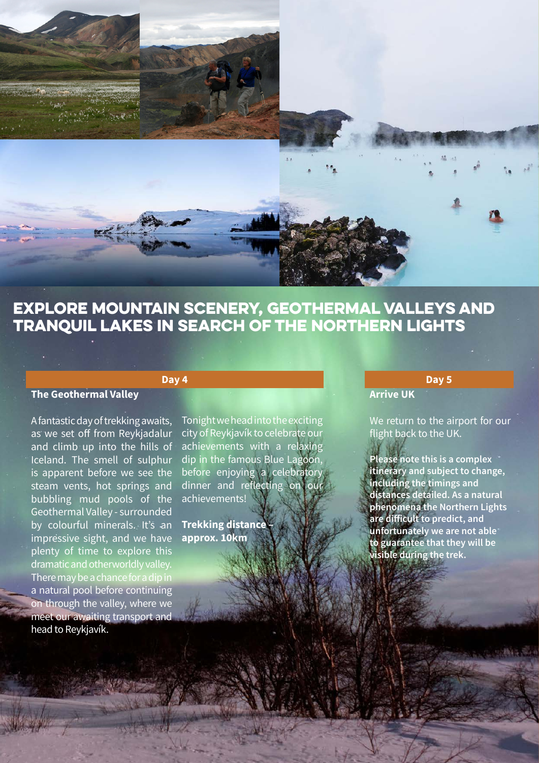# EXPLORE MOUNTAIN SCENERY, GEOTHERMAL VALLEYS AND TRANQUIL LAKES IN SEARCH OF THE NORTHERN LIGHTS

## Day 4

### The Geothermal Valley

A fantastic day of trekking awaits, as we set off from Reykjadalur and climb up into the hills of Iceland. The smell of sulphur is apparent before we see the steam vents, hot springs and bubbling mud pools of the Geothermal Valley - surrounded by colourful minerals. It's an impressive sight, and we have plenty of time to explore this dramatic and otherworldly valley. There may be a chance for a dip in a natural pool before continuing on through the valley, where we meet our awaiting transport and head to Reykjavík.

Tonight we head into the exciting city of Reykjavík to celebrate our achievements with a relaxing dip in the famous Blue Lagoon, before enjoying a celebratory dinner and reflecting on our achievements!

**Trekking distance – approx. 10km**

## Day 5

### Arrive UK

We return to the airport for our flight back to the UK.

**Please note this is a complex itinerary and subject to change, including the timings and distances detailed. As a natural phenomena the Northern Lights are difficult to predict, and unfortunately we are not able to guarantee that they will be visible during the trek.**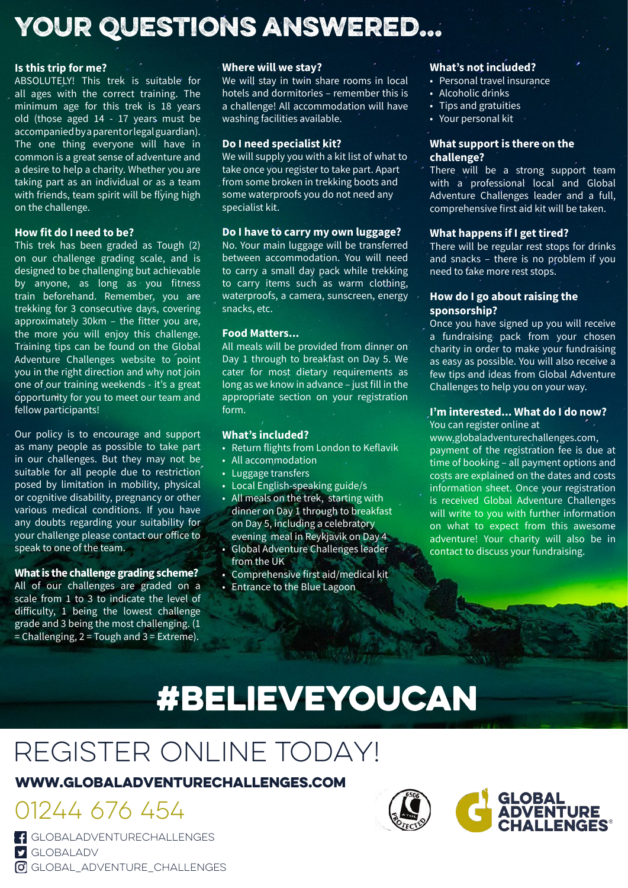# YOUR QUESTIONS ANSWERED...

### Is this trip for me?

ABSOLUTELY! This trek is suitable for all ages with the correct training. The minimum age for this trek is 18 years old (those aged 14 - 17 years must be accompanied by a parent or legal guardian). The one thing everyone will have in common is a great sense of adventure and a desire to help a charity. Whether you are taking part as an individual or as a team with friends, team spirit will be flying high on the challenge.

### How fit do I need to be?

This trek has been graded as Tough (2) on our challenge grading scale, and is designed to be challenging but achievable by anyone, as long as you fitness train beforehand. Remember, you are trekking for 3 consecutive days, covering approximately 30km – the fitter you are, the more you will enjoy this challenge. Training tips can be found on the Global Adventure Challenges website to point you in the right direction and why not join one of our training weekends - it's a great opportunity for you to meet our team and fellow participants!

Our policy is to encourage and support as many people as possible to take part in our challenges. But they may not be suitable for all people due to restriction posed by limitation in mobility, physical or cognitive disability, pregnancy or other various medical conditions. If you have any doubts regarding your suitability for your challenge please contact our office to speak to one of the team.

### What is the challenge grading scheme?

All of our challenges are graded on a scale from 1 to 3 to indicate the level of difficulty, 1 being the lowest challenge grade and 3 being the most challenging. (1 = Challenging, 2 = Tough and 3 = Extreme).

### Where will we stay?

We will stay in twin share rooms in local hotels and dormitories – remember this is a challenge! All accommodation will have washing facilities available.

### Do I need specialist kit?

We will supply you with a kit list of what to take once you register to take part. Apart from some broken in trekking boots and some waterproofs you do not need any specialist kit.

### Do I have to carry my own luggage?

No. Your main luggage will be transferred between accommodation. You will need to carry a small day pack while trekking to carry items such as warm clothing, waterproofs, a camera, sunscreen, energy snacks, etc.

### Food Matters...

All meals will be provided from dinner on Day 1 through to breakfast on Day 5. We cater for most dietary requirements as long as we know in advance – just fill in the appropriate section on your registration form.

### What's included?

- Return flights from London to Keflavik
- All accommodation
- Luggage transfers
- Local English-speaking guide/s
- All meals on the trek, starting with dinner on Day 1 through to breakfast on Day 5, including a celebratory evening meal in Reykjavik on Day 4
- Global Adventure Challenges leader from the UK
- Comprehensive first aid/medical kit
- Entrance to the Blue Lagoon

### What's not included?

- Personal travel insurance
- Alcoholic drinks
- Tips and gratuities
- Your personal kit

### What support is there on the challenge?

There will be a strong support team with a professional local and Global Adventure Challenges leader and a full, comprehensive first aid kit will be taken.

### What happens if I get tired?

There will be regular rest stops for drinks and snacks – there is no problem if you need to take more rest stops.

### How do I go about raising the sponsorship?

Once you have signed up you will receive a fundraising pack from your chosen charity in order to make your fundraising as easy as possible. You will also receive a few tips and ideas from Global Adventure Challenges to help you on your way.

### I'm interested... What do I do now?

You can register online at www.globaladventurechallenges.com, payment of the registration fee is due at time of booking – all payment options and costs are explained on the dates and costs information sheet. Once your registration is received Global Adventure Challenges will write to you with further information on what to expect from this awesome adventure! Your charity will also be in contact to discuss your fundraising.

# #BELIEVEYOUCAN

## REGISTER ONLINE TODAY!

**WWW.GLOBALADVENTURECHALLENGES.COM**

01244 676 454

GLOBALADVENTURECHALLENGES
GLOBALADV
GLOBAL_ADVENTURE_CHALLENGES

6506 ATOL PROTECTED

GLOBAL ADVENTURE CHALLENGES®